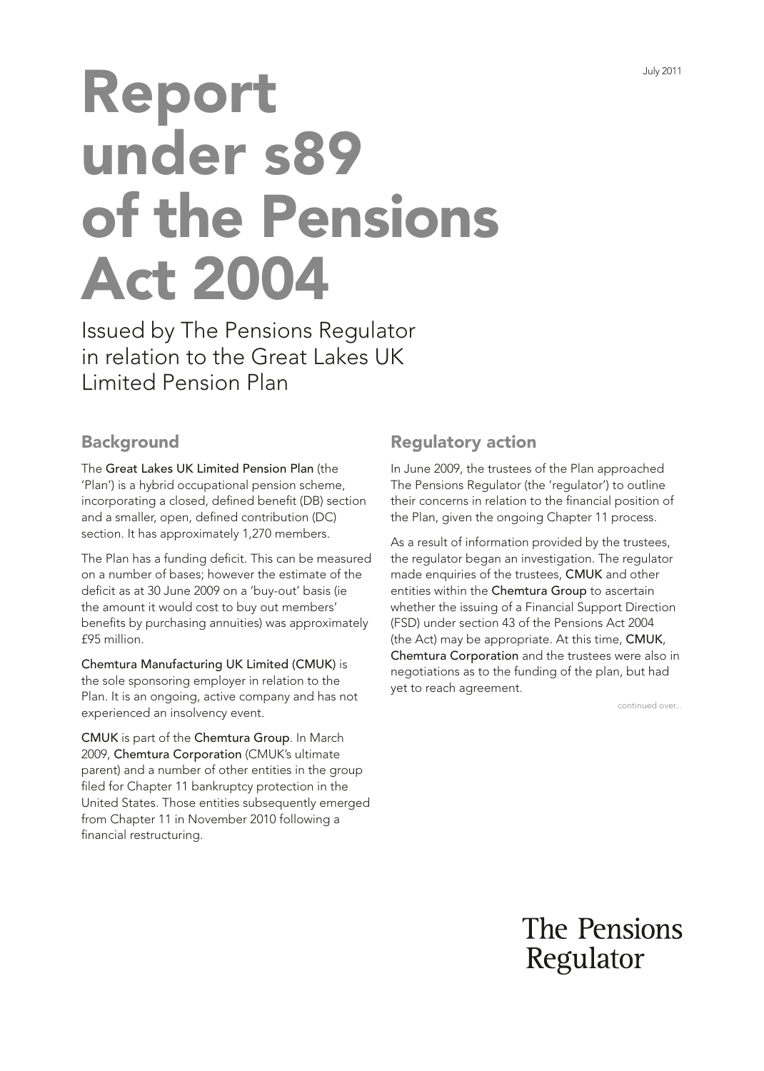July 2011

# Report under s89 of the Pensions Act 2004

Issued by The Pensions Regulator in relation to the Great Lakes UK Limited Pension Plan

## Background

The **Great Lakes UK Limited Pension Plan** (the 'Plan') is a hybrid occupational pension scheme, incorporating a closed, defined benefit (DB) section and a smaller, open, defined contribution (DC) section. It has approximately 1,270 members.

The Plan has a funding deficit. This can be measured on a number of bases; however the estimate of the deficit as at 30 June 2009 on a 'buy-out' basis (ie the amount it would cost to buy out members' benefits by purchasing annuities) was approximately £95 million.

**Chemtura Manufacturing UK Limited (CMUK)** is the sole sponsoring employer in relation to the Plan. It is an ongoing, active company and has not experienced an insolvency event.

**CMUK** is part of the **Chemtura Group**. In March 2009, **Chemtura Corporation** (CMUK's ultimate parent) and a number of other entities in the group filed for Chapter 11 bankruptcy protection in the United States. Those entities subsequently emerged from Chapter 11 in November 2010 following a financial restructuring.

## Regulatory action

In June 2009, the trustees of the Plan approached The Pensions Regulator (the 'regulator') to outline their concerns in relation to the financial position of the Plan, given the ongoing Chapter 11 process.

As a result of information provided by the trustees, the regulator began an investigation. The regulator made enquiries of the trustees, **CMUK** and other entities within the **Chemtura Group** to ascertain whether the issuing of a Financial Support Direction (FSD) under section 43 of the Pensions Act 2004 (the Act) may be appropriate. At this time, **CMUK**, **Chemtura Corporation** and the trustees were also in negotiations as to the funding of the plan, but had yet to reach agreement.

continued over...

The Pensions Regulator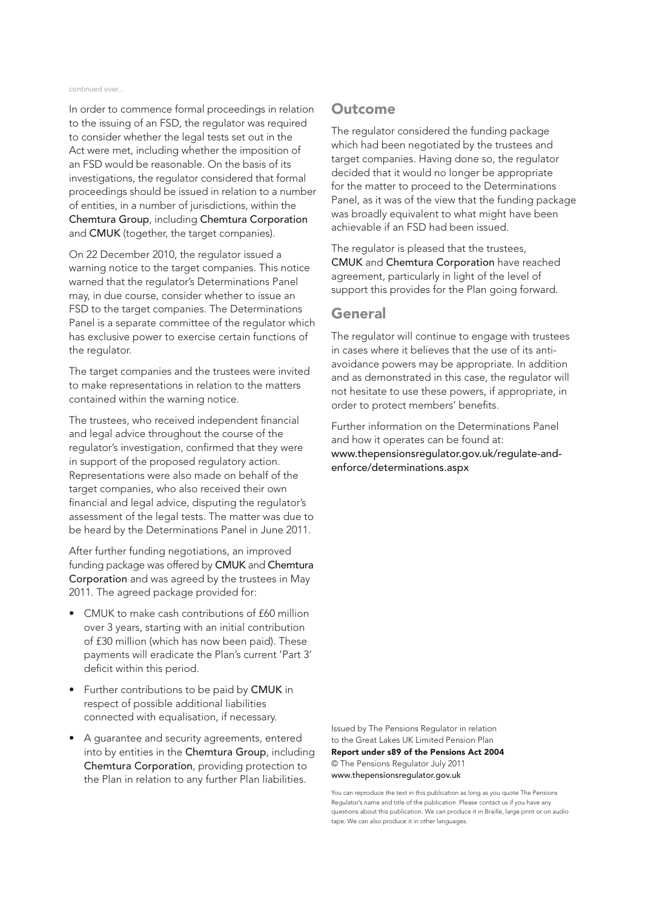continued over...

In order to commence formal proceedings in relation to the issuing of an FSD, the regulator was required to consider whether the legal tests set out in the Act were met, including whether the imposition of an FSD would be reasonable. On the basis of its investigations, the regulator considered that formal proceedings should be issued in relation to a number of entities, in a number of jurisdictions, within the Chemtura Group, including Chemtura Corporation and CMUK (together, the target companies).

On 22 December 2010, the regulator issued a warning notice to the target companies. This notice warned that the regulator's Determinations Panel may, in due course, consider whether to issue an FSD to the target companies. The Determinations Panel is a separate committee of the regulator which has exclusive power to exercise certain functions of the regulator.

The target companies and the trustees were invited to make representations in relation to the matters contained within the warning notice.

The trustees, who received independent financial and legal advice throughout the course of the regulator's investigation, confirmed that they were in support of the proposed regulatory action. Representations were also made on behalf of the target companies, who also received their own financial and legal advice, disputing the regulator's assessment of the legal tests. The matter was due to be heard by the Determinations Panel in June 2011.

After further funding negotiations, an improved funding package was offered by CMUK and Chemtura Corporation and was agreed by the trustees in May 2011. The agreed package provided for:

- CMUK to make cash contributions of £60 million over 3 years, starting with an initial contribution of £30 million (which has now been paid). These payments will eradicate the Plan's current 'Part 3' deficit within this period.
- Further contributions to be paid by CMUK in respect of possible additional liabilities connected with equalisation, if necessary.
- A guarantee and security agreements, entered into by entities in the Chemtura Group, including Chemtura Corporation, providing protection to the Plan in relation to any further Plan liabilities.

## Outcome

The regulator considered the funding package which had been negotiated by the trustees and target companies. Having done so, the regulator decided that it would no longer be appropriate for the matter to proceed to the Determinations Panel, as it was of the view that the funding package was broadly equivalent to what might have been achievable if an FSD had been issued.

The regulator is pleased that the trustees, CMUK and Chemtura Corporation have reached agreement, particularly in light of the level of support this provides for the Plan going forward.

## General

The regulator will continue to engage with trustees in cases where it believes that the use of its anti-avoidance powers may be appropriate. In addition and as demonstrated in this case, the regulator will not hesitate to use these powers, if appropriate, in order to protect members' benefits.

Further information on the Determinations Panel and how it operates can be found at:
www.thepensionsregulator.gov.uk/regulate-and-enforce/determinations.aspx

Issued by The Pensions Regulator in relation to the Great Lakes UK Limited Pension Plan
**Report under s89 of the Pensions Act 2004**
© The Pensions Regulator July 2011
www.thepensionsregulator.gov.uk

You can reproduce the text in this publication as long as you quote The Pensions Regulator's name and title of the publication. Please contact us if you have any questions about this publication. We can produce it in Braille, large print or on audio tape. We can also produce it in other languages.